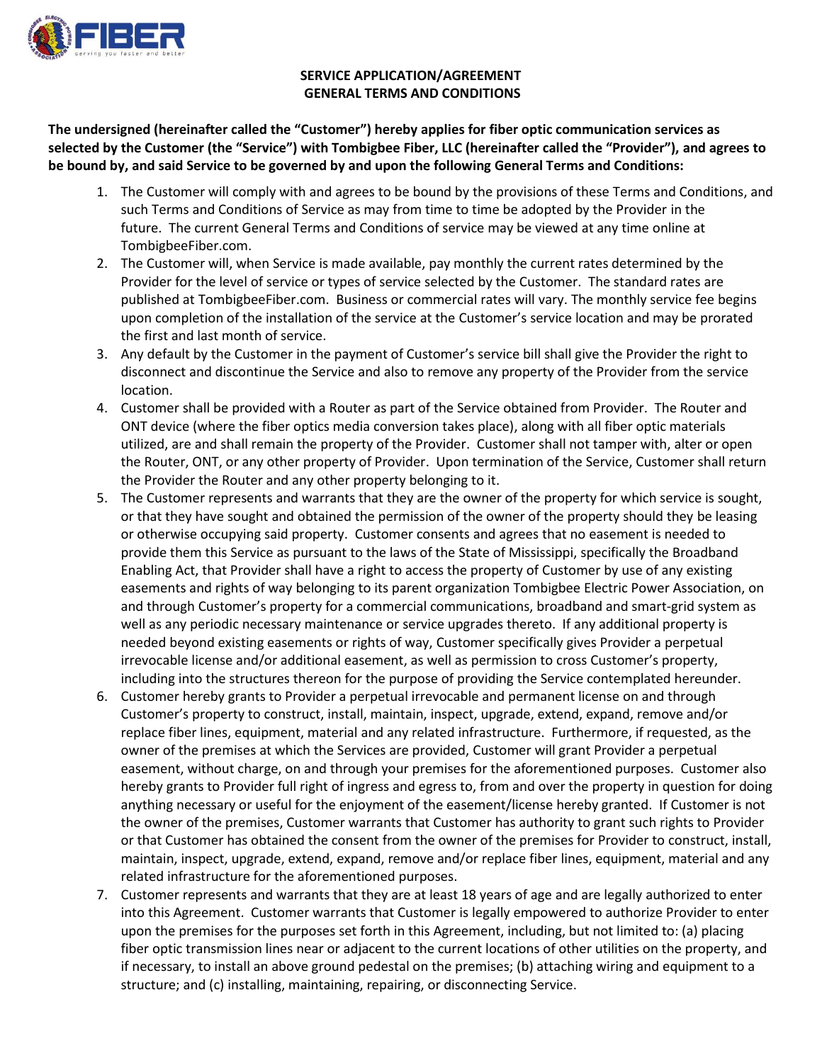# SERVICE APPLICATION/AGREEMENT
# GENERAL TERMS AND CONDITIONS

**The undersigned (hereinafter called the "Customer") hereby applies for fiber optic communication services as selected by the Customer (the "Service") with Tombigbee Fiber, LLC (hereinafter called the "Provider"), and agrees to be bound by, and said Service to be governed by and upon the following General Terms and Conditions:**

1. The Customer will comply with and agrees to be bound by the provisions of these Terms and Conditions, and such Terms and Conditions of Service as may from time to time be adopted by the Provider in the future. The current General Terms and Conditions of service may be viewed at any time online at TombigbeeFiber.com.
2. The Customer will, when Service is made available, pay monthly the current rates determined by the Provider for the level of service or types of service selected by the Customer. The standard rates are published at TombigbeeFiber.com. Business or commercial rates will vary. The monthly service fee begins upon completion of the installation of the service at the Customer's service location and may be prorated the first and last month of service.
3. Any default by the Customer in the payment of Customer's service bill shall give the Provider the right to disconnect and discontinue the Service and also to remove any property of the Provider from the service location.
4. Customer shall be provided with a Router as part of the Service obtained from Provider. The Router and ONT device (where the fiber optics media conversion takes place), along with all fiber optic materials utilized, are and shall remain the property of the Provider. Customer shall not tamper with, alter or open the Router, ONT, or any other property of Provider. Upon termination of the Service, Customer shall return the Provider the Router and any other property belonging to it.
5. The Customer represents and warrants that they are the owner of the property for which service is sought, or that they have sought and obtained the permission of the owner of the property should they be leasing or otherwise occupying said property. Customer consents and agrees that no easement is needed to provide them this Service as pursuant to the laws of the State of Mississippi, specifically the Broadband Enabling Act, that Provider shall have a right to access the property of Customer by use of any existing easements and rights of way belonging to its parent organization Tombigbee Electric Power Association, on and through Customer's property for a commercial communications, broadband and smart-grid system as well as any periodic necessary maintenance or service upgrades thereto. If any additional property is needed beyond existing easements or rights of way, Customer specifically gives Provider a perpetual irrevocable license and/or additional easement, as well as permission to cross Customer's property, including into the structures thereon for the purpose of providing the Service contemplated hereunder.
6. Customer hereby grants to Provider a perpetual irrevocable and permanent license on and through Customer's property to construct, install, maintain, inspect, upgrade, extend, expand, remove and/or replace fiber lines, equipment, material and any related infrastructure. Furthermore, if requested, as the owner of the premises at which the Services are provided, Customer will grant Provider a perpetual easement, without charge, on and through your premises for the aforementioned purposes. Customer also hereby grants to Provider full right of ingress and egress to, from and over the property in question for doing anything necessary or useful for the enjoyment of the easement/license hereby granted. If Customer is not the owner of the premises, Customer warrants that Customer has authority to grant such rights to Provider or that Customer has obtained the consent from the owner of the premises for Provider to construct, install, maintain, inspect, upgrade, extend, expand, remove and/or replace fiber lines, equipment, material and any related infrastructure for the aforementioned purposes.
7. Customer represents and warrants that they are at least 18 years of age and are legally authorized to enter into this Agreement. Customer warrants that Customer is legally empowered to authorize Provider to enter upon the premises for the purposes set forth in this Agreement, including, but not limited to: (a) placing fiber optic transmission lines near or adjacent to the current locations of other utilities on the property, and if necessary, to install an above ground pedestal on the premises; (b) attaching wiring and equipment to a structure; and (c) installing, maintaining, repairing, or disconnecting Service.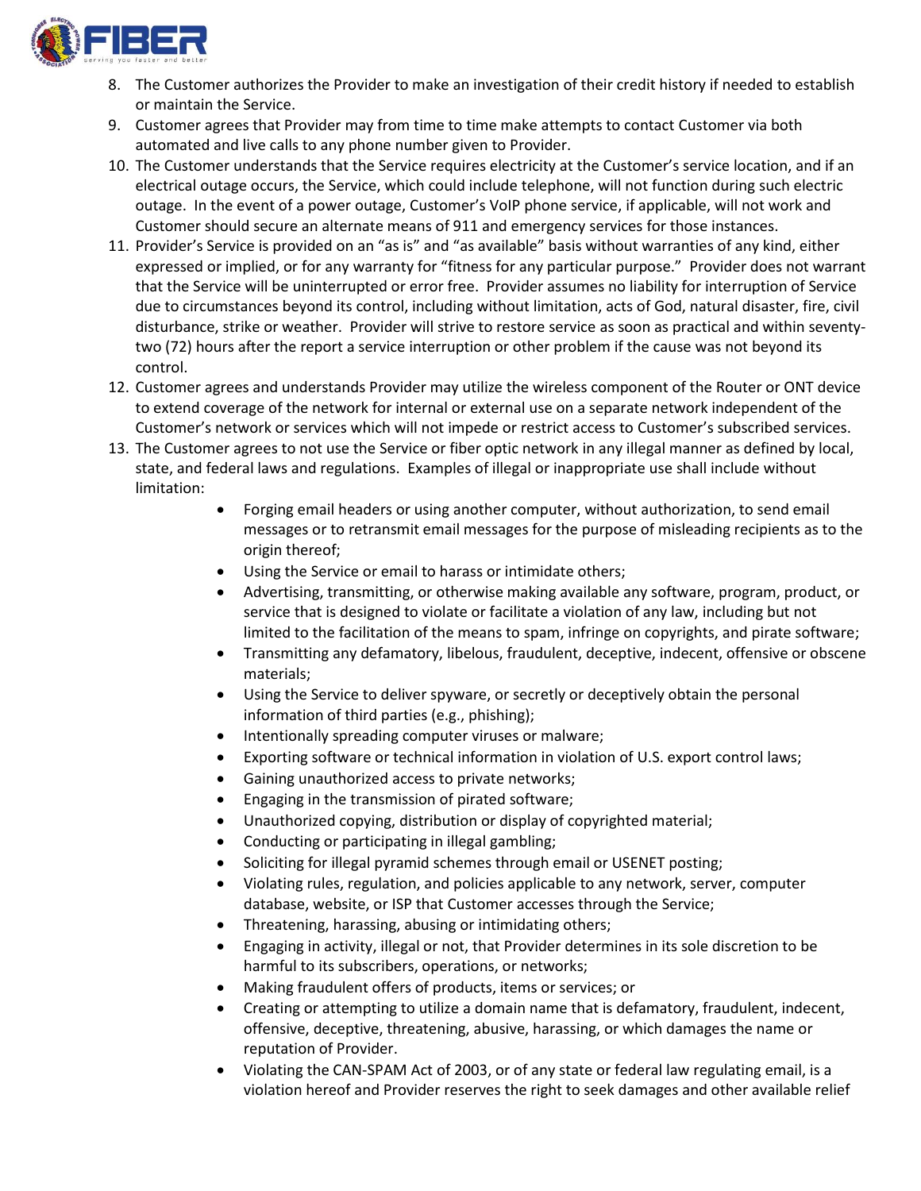8. The Customer authorizes the Provider to make an investigation of their credit history if needed to establish or maintain the Service.
9. Customer agrees that Provider may from time to time make attempts to contact Customer via both automated and live calls to any phone number given to Provider.
10. The Customer understands that the Service requires electricity at the Customer's service location, and if an electrical outage occurs, the Service, which could include telephone, will not function during such electric outage. In the event of a power outage, Customer's VoIP phone service, if applicable, will not work and Customer should secure an alternate means of 911 and emergency services for those instances.
11. Provider's Service is provided on an "as is" and "as available" basis without warranties of any kind, either expressed or implied, or for any warranty for "fitness for any particular purpose." Provider does not warrant that the Service will be uninterrupted or error free. Provider assumes no liability for interruption of Service due to circumstances beyond its control, including without limitation, acts of God, natural disaster, fire, civil disturbance, strike or weather. Provider will strive to restore service as soon as practical and within seventy-two (72) hours after the report a service interruption or other problem if the cause was not beyond its control.
12. Customer agrees and understands Provider may utilize the wireless component of the Router or ONT device to extend coverage of the network for internal or external use on a separate network independent of the Customer's network or services which will not impede or restrict access to Customer's subscribed services.
13. The Customer agrees to not use the Service or fiber optic network in any illegal manner as defined by local, state, and federal laws and regulations. Examples of illegal or inappropriate use shall include without limitation:
    - Forging email headers or using another computer, without authorization, to send email messages or to retransmit email messages for the purpose of misleading recipients as to the origin thereof;
    - Using the Service or email to harass or intimidate others;
    - Advertising, transmitting, or otherwise making available any software, program, product, or service that is designed to violate or facilitate a violation of any law, including but not limited to the facilitation of the means to spam, infringe on copyrights, and pirate software;
    - Transmitting any defamatory, libelous, fraudulent, deceptive, indecent, offensive or obscene materials;
    - Using the Service to deliver spyware, or secretly or deceptively obtain the personal information of third parties (e.g., phishing);
    - Intentionally spreading computer viruses or malware;
    - Exporting software or technical information in violation of U.S. export control laws;
    - Gaining unauthorized access to private networks;
    - Engaging in the transmission of pirated software;
    - Unauthorized copying, distribution or display of copyrighted material;
    - Conducting or participating in illegal gambling;
    - Soliciting for illegal pyramid schemes through email or USENET posting;
    - Violating rules, regulation, and policies applicable to any network, server, computer database, website, or ISP that Customer accesses through the Service;
    - Threatening, harassing, abusing or intimidating others;
    - Engaging in activity, illegal or not, that Provider determines in its sole discretion to be harmful to its subscribers, operations, or networks;
    - Making fraudulent offers of products, items or services; or
    - Creating or attempting to utilize a domain name that is defamatory, fraudulent, indecent, offensive, deceptive, threatening, abusive, harassing, or which damages the name or reputation of Provider.
    - Violating the CAN-SPAM Act of 2003, or of any state or federal law regulating email, is a violation hereof and Provider reserves the right to seek damages and other available relief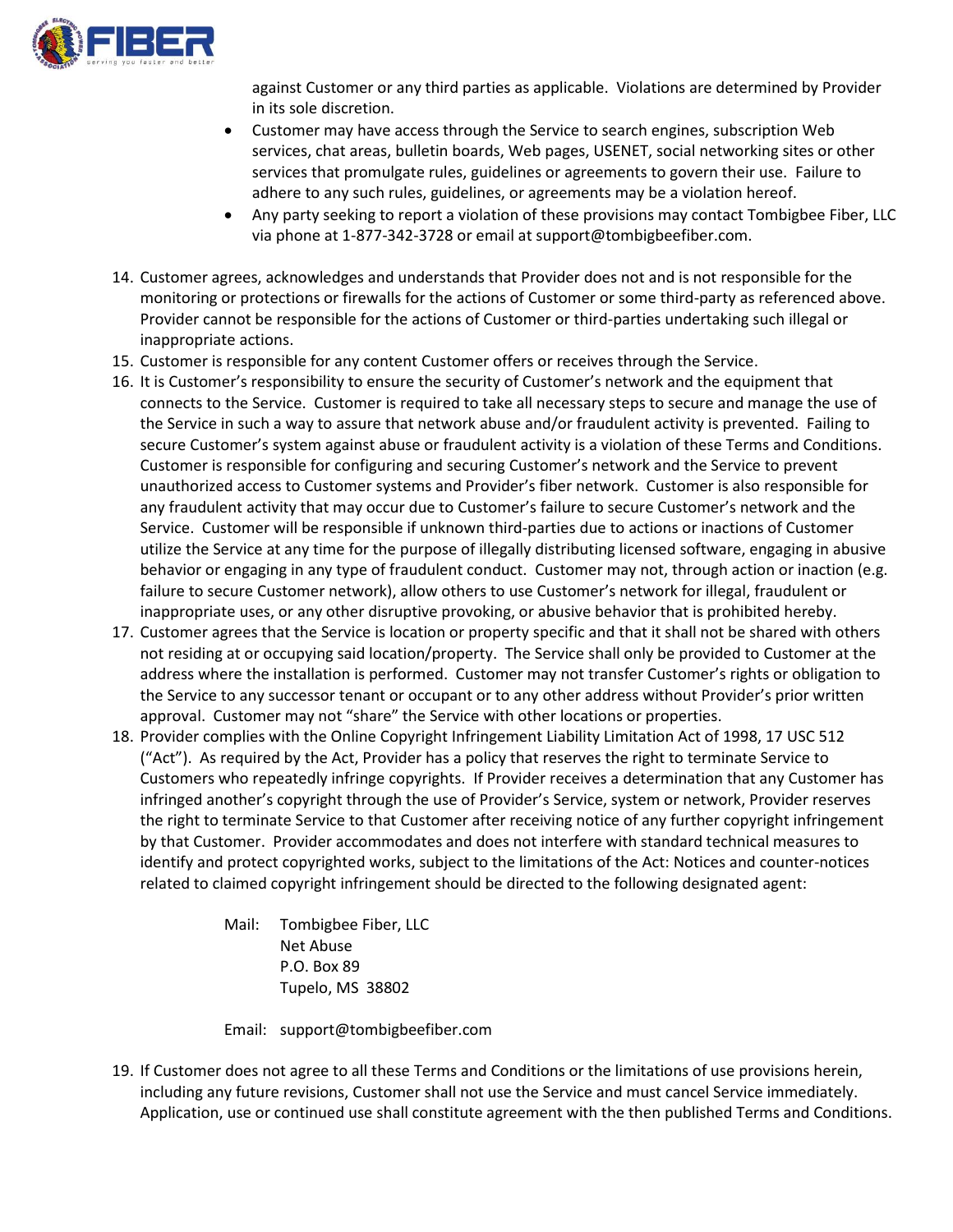against Customer or any third parties as applicable. Violations are determined by Provider in its sole discretion.

- Customer may have access through the Service to search engines, subscription Web services, chat areas, bulletin boards, Web pages, USENET, social networking sites or other services that promulgate rules, guidelines or agreements to govern their use. Failure to adhere to any such rules, guidelines, or agreements may be a violation hereof.
- Any party seeking to report a violation of these provisions may contact Tombigbee Fiber, LLC via phone at 1-877-342-3728 or email at support@tombigbeefiber.com.

14. Customer agrees, acknowledges and understands that Provider does not and is not responsible for the monitoring or protections or firewalls for the actions of Customer or some third-party as referenced above. Provider cannot be responsible for the actions of Customer or third-parties undertaking such illegal or inappropriate actions.
15. Customer is responsible for any content Customer offers or receives through the Service.
16. It is Customer's responsibility to ensure the security of Customer's network and the equipment that connects to the Service. Customer is required to take all necessary steps to secure and manage the use of the Service in such a way to assure that network abuse and/or fraudulent activity is prevented. Failing to secure Customer's system against abuse or fraudulent activity is a violation of these Terms and Conditions. Customer is responsible for configuring and securing Customer's network and the Service to prevent unauthorized access to Customer systems and Provider's fiber network. Customer is also responsible for any fraudulent activity that may occur due to Customer's failure to secure Customer's network and the Service. Customer will be responsible if unknown third-parties due to actions or inactions of Customer utilize the Service at any time for the purpose of illegally distributing licensed software, engaging in abusive behavior or engaging in any type of fraudulent conduct. Customer may not, through action or inaction (e.g. failure to secure Customer network), allow others to use Customer's network for illegal, fraudulent or inappropriate uses, or any other disruptive provoking, or abusive behavior that is prohibited hereby.
17. Customer agrees that the Service is location or property specific and that it shall not be shared with others not residing at or occupying said location/property. The Service shall only be provided to Customer at the address where the installation is performed. Customer may not transfer Customer's rights or obligation to the Service to any successor tenant or occupant or to any other address without Provider's prior written approval. Customer may not "share" the Service with other locations or properties.
18. Provider complies with the Online Copyright Infringement Liability Limitation Act of 1998, 17 USC 512 ("Act"). As required by the Act, Provider has a policy that reserves the right to terminate Service to Customers who repeatedly infringe copyrights. If Provider receives a determination that any Customer has infringed another's copyright through the use of Provider's Service, system or network, Provider reserves the right to terminate Service to that Customer after receiving notice of any further copyright infringement by that Customer. Provider accommodates and does not interfere with standard technical measures to identify and protect copyrighted works, subject to the limitations of the Act: Notices and counter-notices related to claimed copyright infringement should be directed to the following designated agent:

    Mail: Tombigbee Fiber, LLC
    Net Abuse
    P.O. Box 89
    Tupelo, MS 38802

    Email: support@tombigbeefiber.com

19. If Customer does not agree to all these Terms and Conditions or the limitations of use provisions herein, including any future revisions, Customer shall not use the Service and must cancel Service immediately. Application, use or continued use shall constitute agreement with the then published Terms and Conditions.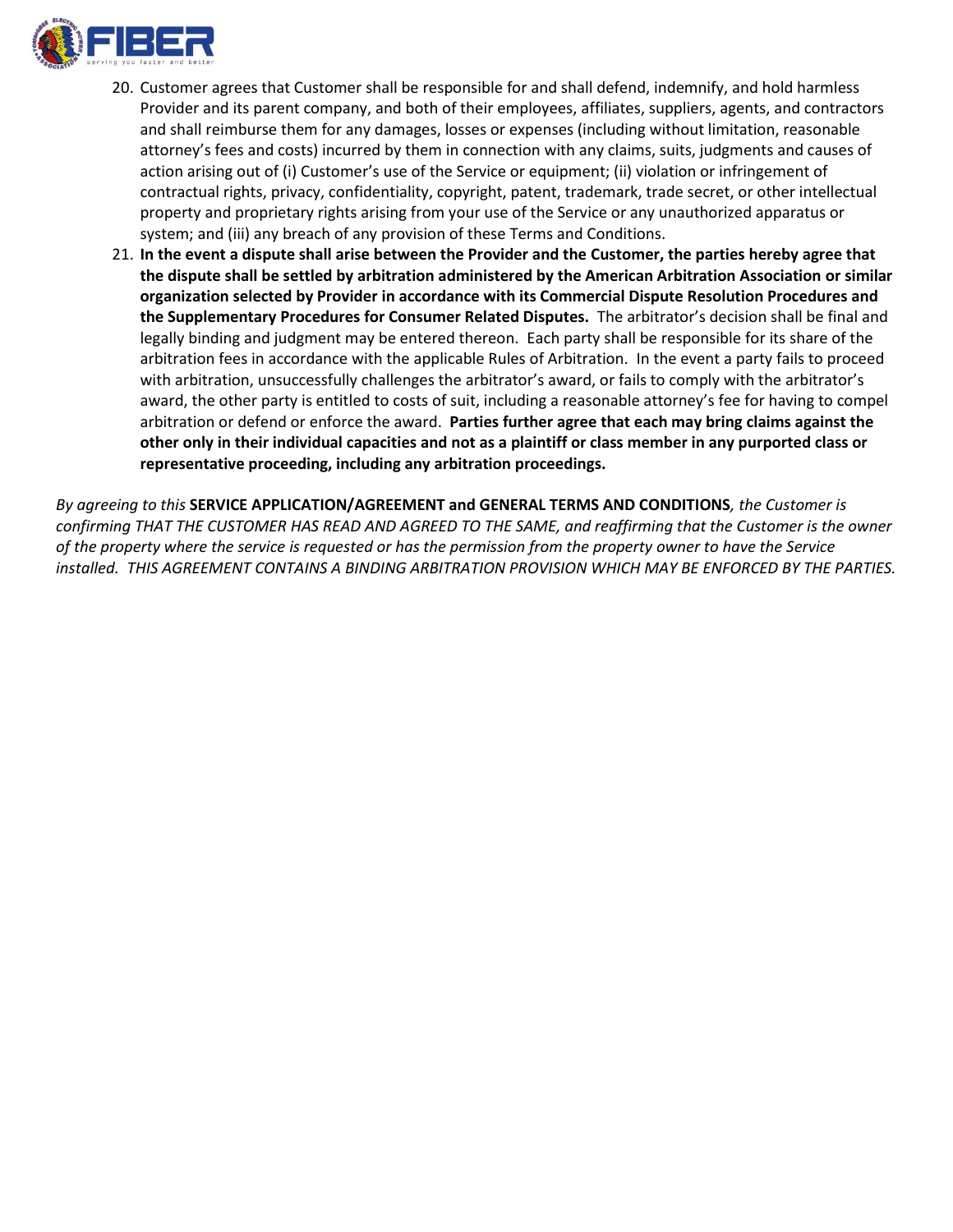20. Customer agrees that Customer shall be responsible for and shall defend, indemnify, and hold harmless Provider and its parent company, and both of their employees, affiliates, suppliers, agents, and contractors and shall reimburse them for any damages, losses or expenses (including without limitation, reasonable attorney's fees and costs) incurred by them in connection with any claims, suits, judgments and causes of action arising out of (i) Customer's use of the Service or equipment; (ii) violation or infringement of contractual rights, privacy, confidentiality, copyright, patent, trademark, trade secret, or other intellectual property and proprietary rights arising from your use of the Service or any unauthorized apparatus or system; and (iii) any breach of any provision of these Terms and Conditions.
21. **In the event a dispute shall arise between the Provider and the Customer, the parties hereby agree that the dispute shall be settled by arbitration administered by the American Arbitration Association or similar organization selected by Provider in accordance with its Commercial Dispute Resolution Procedures and the Supplementary Procedures for Consumer Related Disputes.** The arbitrator's decision shall be final and legally binding and judgment may be entered thereon. Each party shall be responsible for its share of the arbitration fees in accordance with the applicable Rules of Arbitration. In the event a party fails to proceed with arbitration, unsuccessfully challenges the arbitrator's award, or fails to comply with the arbitrator's award, the other party is entitled to costs of suit, including a reasonable attorney's fee for having to compel arbitration or defend or enforce the award. **Parties further agree that each may bring claims against the other only in their individual capacities and not as a plaintiff or class member in any purported class or representative proceeding, including any arbitration proceedings.**

*By agreeing to this* **SERVICE APPLICATION/AGREEMENT and GENERAL TERMS AND CONDITIONS***, the Customer is confirming THAT THE CUSTOMER HAS READ AND AGREED TO THE SAME, and reaffirming that the Customer is the owner of the property where the service is requested or has the permission from the property owner to have the Service installed. THIS AGREEMENT CONTAINS A BINDING ARBITRATION PROVISION WHICH MAY BE ENFORCED BY THE PARTIES.*